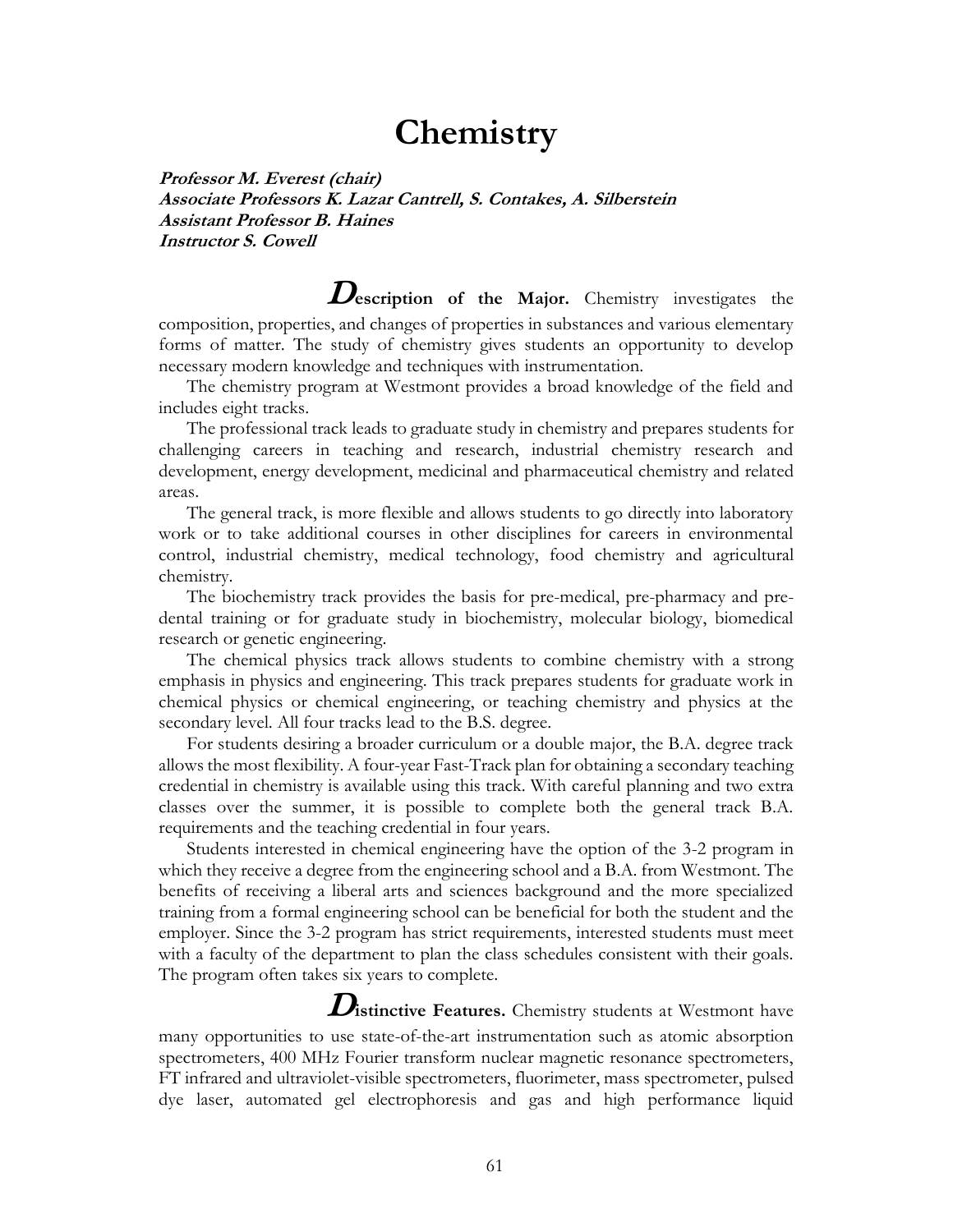# Chemistry

***Professor M. Everest (chair)***
***Associate Professors K. Lazar Cantrell, S. Contakes, A. Silberstein***
***Assistant Professor B. Haines***
***Instructor S. Cowell***

**Description of the Major.** Chemistry investigates the composition, properties, and changes of properties in substances and various elementary forms of matter. The study of chemistry gives students an opportunity to develop necessary modern knowledge and techniques with instrumentation.

The chemistry program at Westmont provides a broad knowledge of the field and includes eight tracks.

The professional track leads to graduate study in chemistry and prepares students for challenging careers in teaching and research, industrial chemistry research and development, energy development, medicinal and pharmaceutical chemistry and related areas.

The general track, is more flexible and allows students to go directly into laboratory work or to take additional courses in other disciplines for careers in environmental control, industrial chemistry, medical technology, food chemistry and agricultural chemistry.

The biochemistry track provides the basis for pre-medical, pre-pharmacy and pre-dental training or for graduate study in biochemistry, molecular biology, biomedical research or genetic engineering.

The chemical physics track allows students to combine chemistry with a strong emphasis in physics and engineering. This track prepares students for graduate work in chemical physics or chemical engineering, or teaching chemistry and physics at the secondary level. All four tracks lead to the B.S. degree.

For students desiring a broader curriculum or a double major, the B.A. degree track allows the most flexibility. A four-year Fast-Track plan for obtaining a secondary teaching credential in chemistry is available using this track. With careful planning and two extra classes over the summer, it is possible to complete both the general track B.A. requirements and the teaching credential in four years.

Students interested in chemical engineering have the option of the 3-2 program in which they receive a degree from the engineering school and a B.A. from Westmont. The benefits of receiving a liberal arts and sciences background and the more specialized training from a formal engineering school can be beneficial for both the student and the employer. Since the 3-2 program has strict requirements, interested students must meet with a faculty of the department to plan the class schedules consistent with their goals. The program often takes six years to complete.

**Distinctive Features.** Chemistry students at Westmont have many opportunities to use state-of-the-art instrumentation such as atomic absorption spectrometers, 400 MHz Fourier transform nuclear magnetic resonance spectrometers, FT infrared and ultraviolet-visible spectrometers, fluorimeter, mass spectrometer, pulsed dye laser, automated gel electrophoresis and gas and high performance liquid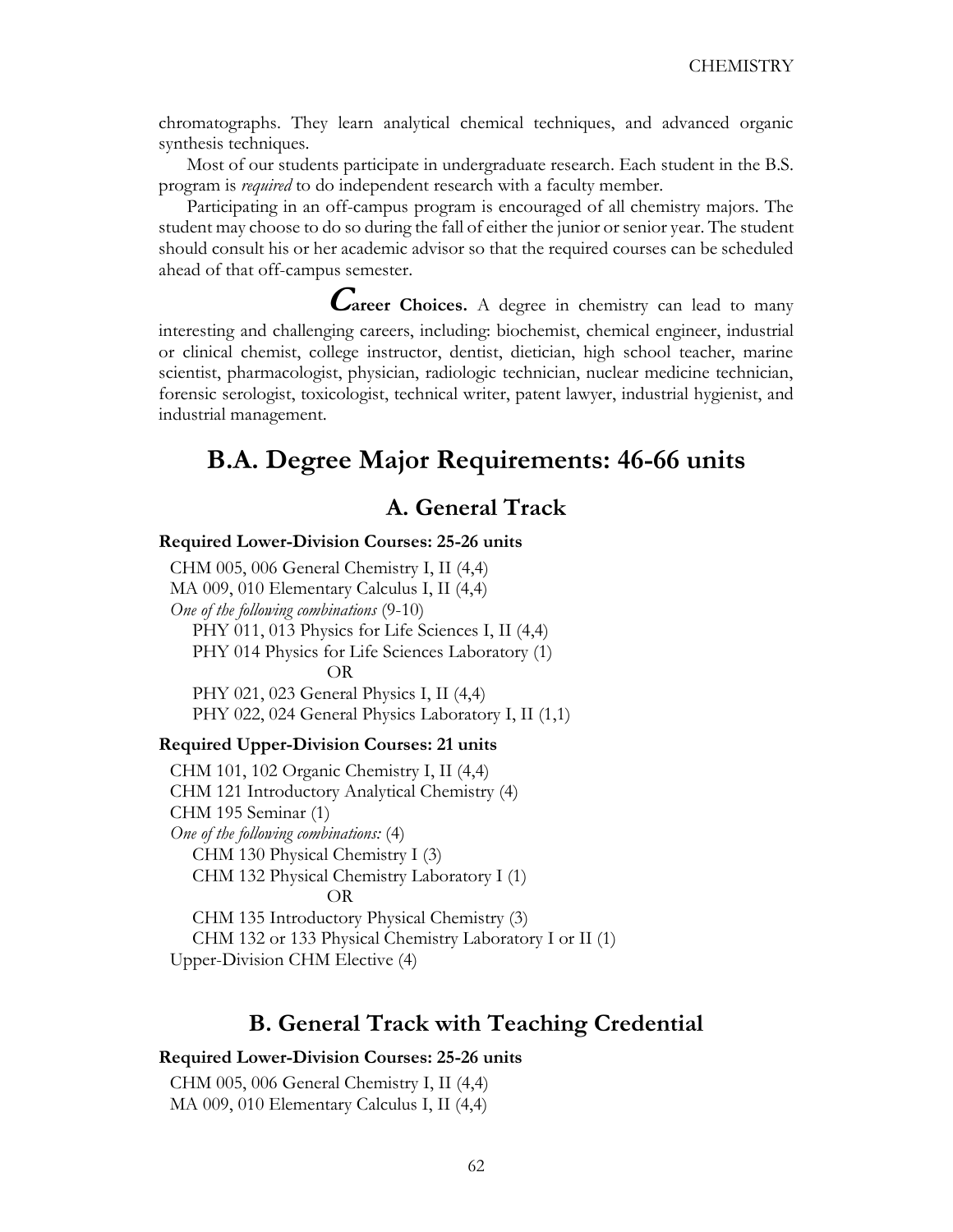chromatographs. They learn analytical chemical techniques, and advanced organic synthesis techniques.

Most of our students participate in undergraduate research. Each student in the B.S. program is *required* to do independent research with a faculty member.

Participating in an off-campus program is encouraged of all chemistry majors. The student may choose to do so during the fall of either the junior or senior year. The student should consult his or her academic advisor so that the required courses can be scheduled ahead of that off-campus semester.

**Career Choices.** A degree in chemistry can lead to many interesting and challenging careers, including: biochemist, chemical engineer, industrial or clinical chemist, college instructor, dentist, dietician, high school teacher, marine scientist, pharmacologist, physician, radiologic technician, nuclear medicine technician, forensic serologist, toxicologist, technical writer, patent lawyer, industrial hygienist, and industrial management.

## B.A. Degree Major Requirements: 46-66 units

### A. General Track

**Required Lower-Division Courses: 25-26 units**

CHM 005, 006 General Chemistry I, II (4,4)
MA 009, 010 Elementary Calculus I, II (4,4)
*One of the following combinations* (9-10)
- PHY 011, 013 Physics for Life Sciences I, II (4,4)
- PHY 014 Physics for Life Sciences Laboratory (1)

OR

- PHY 021, 023 General Physics I, II (4,4)
- PHY 022, 024 General Physics Laboratory I, II (1,1)

**Required Upper-Division Courses: 21 units**

CHM 101, 102 Organic Chemistry I, II (4,4)
CHM 121 Introductory Analytical Chemistry (4)
CHM 195 Seminar (1)
*One of the following combinations:* (4)
- CHM 130 Physical Chemistry I (3)
- CHM 132 Physical Chemistry Laboratory I (1)

OR

- CHM 135 Introductory Physical Chemistry (3)
- CHM 132 or 133 Physical Chemistry Laboratory I or II (1)

Upper-Division CHM Elective (4)

### B. General Track with Teaching Credential

**Required Lower-Division Courses: 25-26 units**

CHM 005, 006 General Chemistry I, II (4,4)
MA 009, 010 Elementary Calculus I, II (4,4)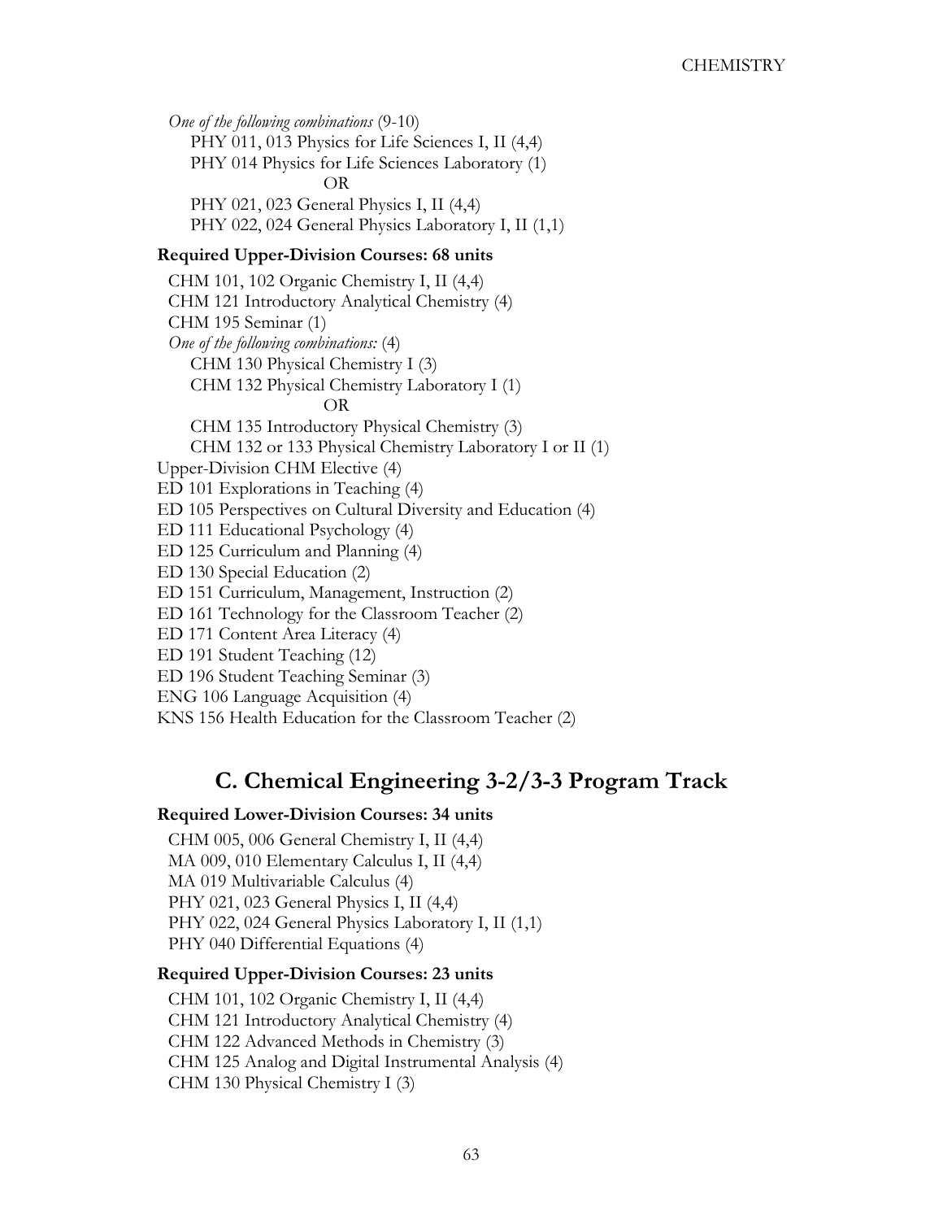*One of the following combinations* (9-10)

- PHY 011, 013 Physics for Life Sciences I, II (4,4)
- PHY 014 Physics for Life Sciences Laboratory (1)

OR

- PHY 021, 023 General Physics I, II (4,4)
- PHY 022, 024 General Physics Laboratory I, II (1,1)

**Required Upper-Division Courses: 68 units**

CHM 101, 102 Organic Chemistry I, II (4,4)
CHM 121 Introductory Analytical Chemistry (4)
CHM 195 Seminar (1)

*One of the following combinations:* (4)

- CHM 130 Physical Chemistry I (3)
- CHM 132 Physical Chemistry Laboratory I (1)

OR

- CHM 135 Introductory Physical Chemistry (3)
- CHM 132 or 133 Physical Chemistry Laboratory I or II (1)

Upper-Division CHM Elective (4)
ED 101 Explorations in Teaching (4)
ED 105 Perspectives on Cultural Diversity and Education (4)
ED 111 Educational Psychology (4)
ED 125 Curriculum and Planning (4)
ED 130 Special Education (2)
ED 151 Curriculum, Management, Instruction (2)
ED 161 Technology for the Classroom Teacher (2)
ED 171 Content Area Literacy (4)
ED 191 Student Teaching (12)
ED 196 Student Teaching Seminar (3)
ENG 106 Language Acquisition (4)
KNS 156 Health Education for the Classroom Teacher (2)

## C. Chemical Engineering 3-2/3-3 Program Track

**Required Lower-Division Courses: 34 units**

CHM 005, 006 General Chemistry I, II (4,4)
MA 009, 010 Elementary Calculus I, II (4,4)
MA 019 Multivariable Calculus (4)
PHY 021, 023 General Physics I, II (4,4)
PHY 022, 024 General Physics Laboratory I, II (1,1)
PHY 040 Differential Equations (4)

**Required Upper-Division Courses: 23 units**

CHM 101, 102 Organic Chemistry I, II (4,4)
CHM 121 Introductory Analytical Chemistry (4)
CHM 122 Advanced Methods in Chemistry (3)
CHM 125 Analog and Digital Instrumental Analysis (4)
CHM 130 Physical Chemistry I (3)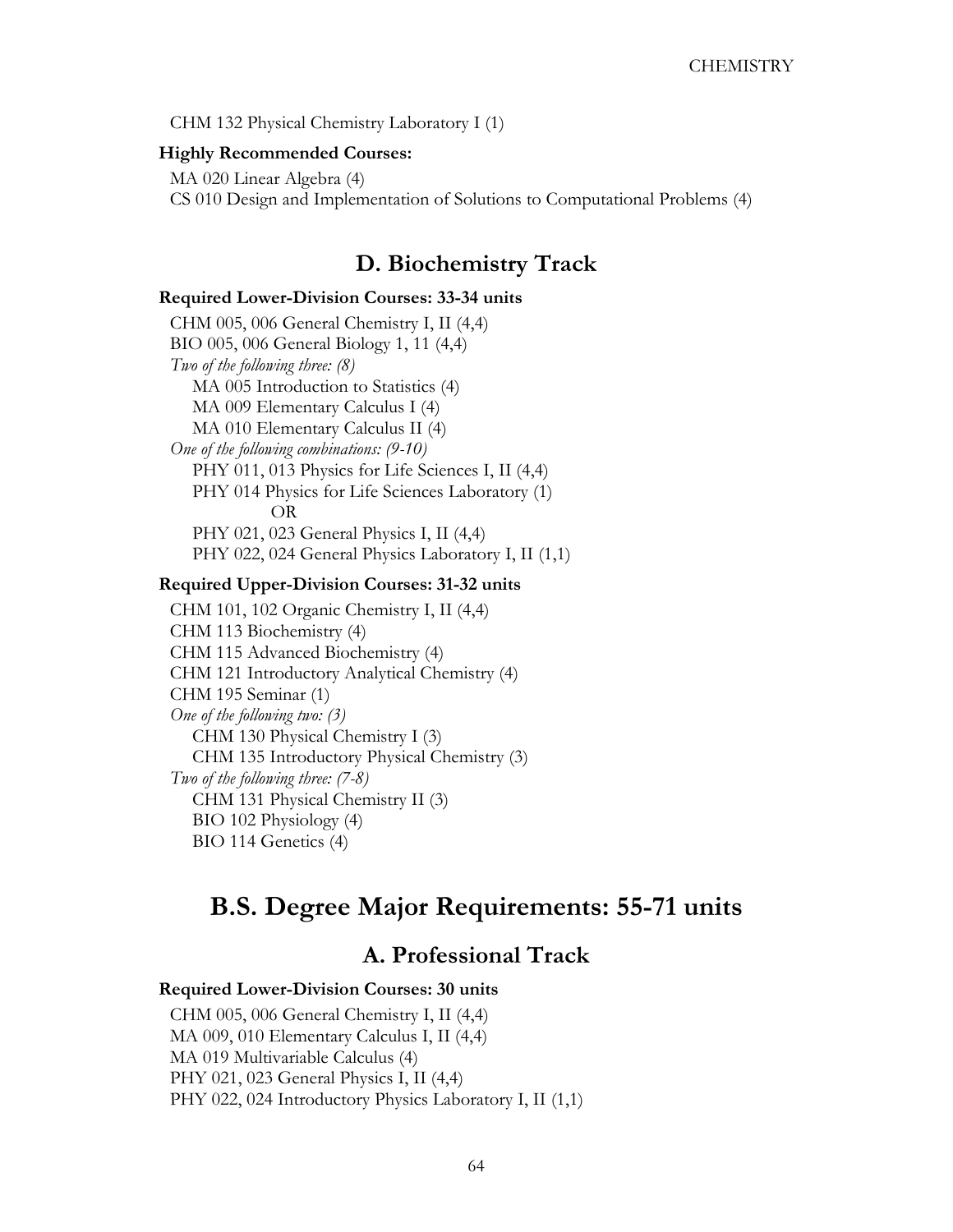CHM 132 Physical Chemistry Laboratory I (1)

**Highly Recommended Courses:**

MA 020 Linear Algebra (4)
CS 010 Design and Implementation of Solutions to Computational Problems (4)

## D. Biochemistry Track

**Required Lower-Division Courses: 33-34 units**

CHM 005, 006 General Chemistry I, II (4,4)
BIO 005, 006 General Biology 1, 11 (4,4)
*Two of the following three: (8)*
- MA 005 Introduction to Statistics (4)
- MA 009 Elementary Calculus I (4)
- MA 010 Elementary Calculus II (4)

*One of the following combinations: (9-10)*
- PHY 011, 013 Physics for Life Sciences I, II (4,4)
- PHY 014 Physics for Life Sciences Laboratory (1)
  - OR
- PHY 021, 023 General Physics I, II (4,4)
- PHY 022, 024 General Physics Laboratory I, II (1,1)

**Required Upper-Division Courses: 31-32 units**

CHM 101, 102 Organic Chemistry I, II (4,4)
CHM 113 Biochemistry (4)
CHM 115 Advanced Biochemistry (4)
CHM 121 Introductory Analytical Chemistry (4)
CHM 195 Seminar (1)
*One of the following two: (3)*
- CHM 130 Physical Chemistry I (3)
- CHM 135 Introductory Physical Chemistry (3)

*Two of the following three: (7-8)*
- CHM 131 Physical Chemistry II (3)
- BIO 102 Physiology (4)
- BIO 114 Genetics (4)

# B.S. Degree Major Requirements: 55-71 units

## A. Professional Track

**Required Lower-Division Courses: 30 units**

CHM 005, 006 General Chemistry I, II (4,4)
MA 009, 010 Elementary Calculus I, II (4,4)
MA 019 Multivariable Calculus (4)
PHY 021, 023 General Physics I, II (4,4)
PHY 022, 024 Introductory Physics Laboratory I, II (1,1)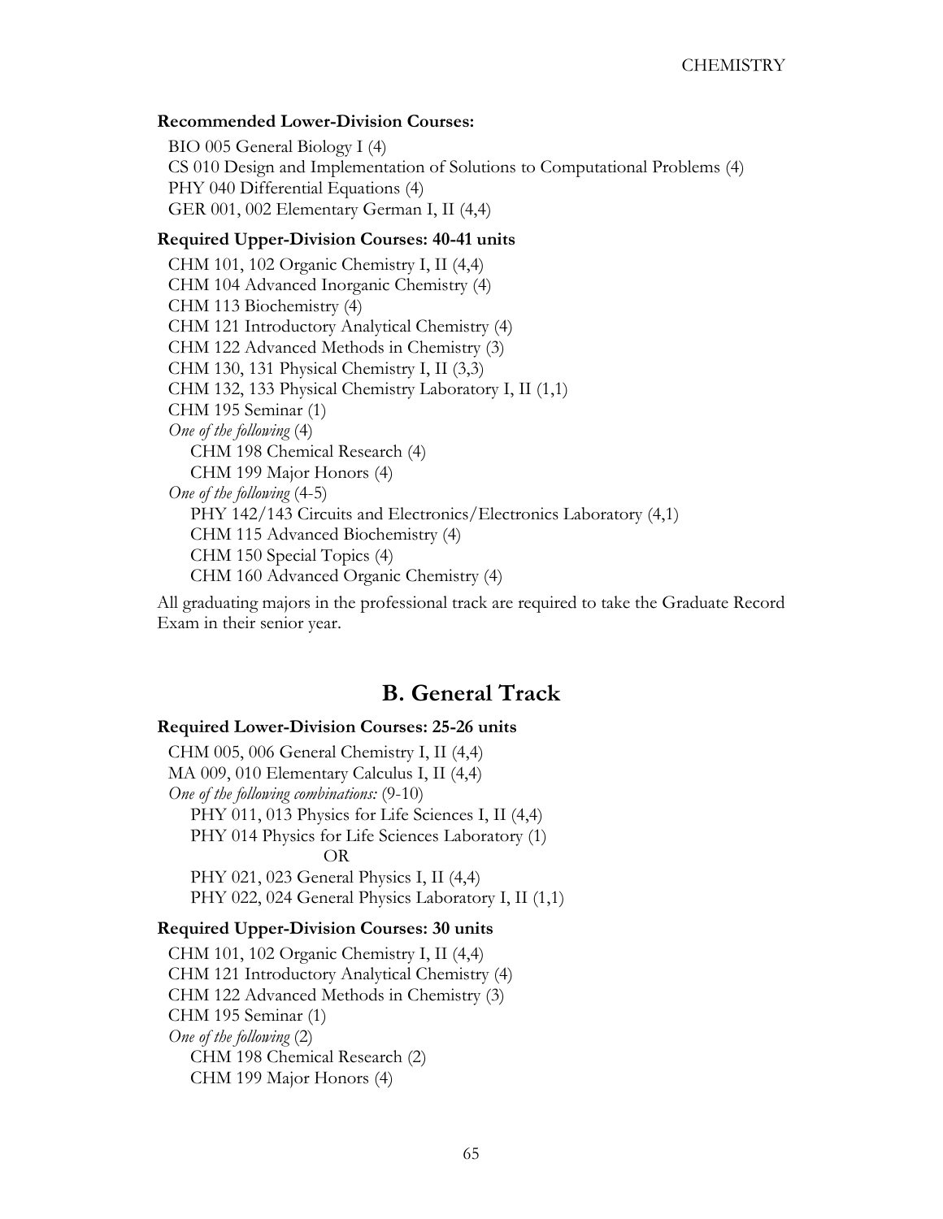**Recommended Lower-Division Courses:**

BIO 005 General Biology I (4)
CS 010 Design and Implementation of Solutions to Computational Problems (4)
PHY 040 Differential Equations (4)
GER 001, 002 Elementary German I, II (4,4)

**Required Upper-Division Courses: 40-41 units**

CHM 101, 102 Organic Chemistry I, II (4,4)
CHM 104 Advanced Inorganic Chemistry (4)
CHM 113 Biochemistry (4)
CHM 121 Introductory Analytical Chemistry (4)
CHM 122 Advanced Methods in Chemistry (3)
CHM 130, 131 Physical Chemistry I, II (3,3)
CHM 132, 133 Physical Chemistry Laboratory I, II (1,1)
CHM 195 Seminar (1)
*One of the following* (4)
- CHM 198 Chemical Research (4)
- CHM 199 Major Honors (4)

*One of the following* (4-5)
- PHY 142/143 Circuits and Electronics/Electronics Laboratory (4,1)
- CHM 115 Advanced Biochemistry (4)
- CHM 150 Special Topics (4)
- CHM 160 Advanced Organic Chemistry (4)

All graduating majors in the professional track are required to take the Graduate Record Exam in their senior year.

## B. General Track

**Required Lower-Division Courses: 25-26 units**

CHM 005, 006 General Chemistry I, II (4,4)
MA 009, 010 Elementary Calculus I, II (4,4)
*One of the following combinations:* (9-10)
- PHY 011, 013 Physics for Life Sciences I, II (4,4)
- PHY 014 Physics for Life Sciences Laboratory (1)

OR

- PHY 021, 023 General Physics I, II (4,4)
- PHY 022, 024 General Physics Laboratory I, II (1,1)

**Required Upper-Division Courses: 30 units**

CHM 101, 102 Organic Chemistry I, II (4,4)
CHM 121 Introductory Analytical Chemistry (4)
CHM 122 Advanced Methods in Chemistry (3)
CHM 195 Seminar (1)
*One of the following* (2)
- CHM 198 Chemical Research (2)
- CHM 199 Major Honors (4)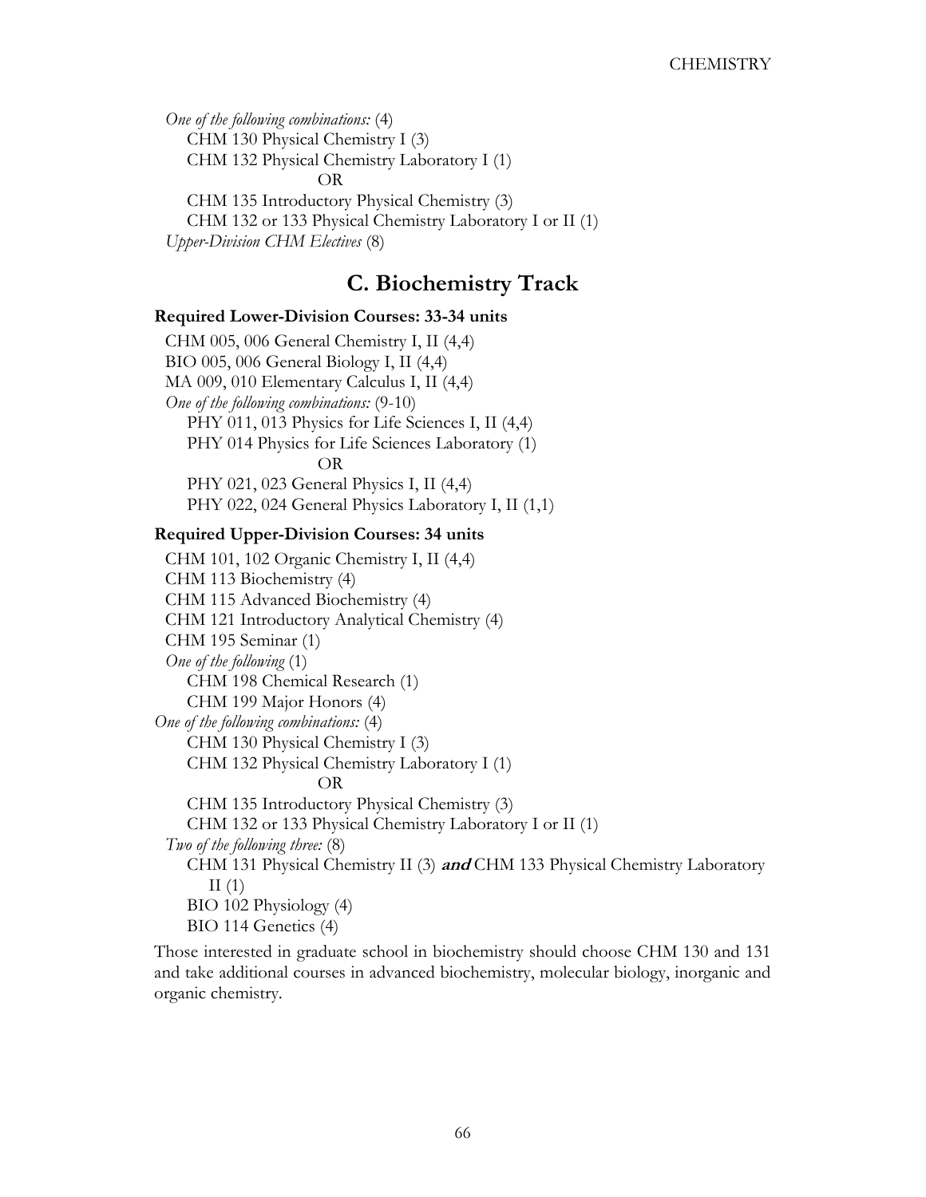*One of the following combinations:* (4)

- CHM 130 Physical Chemistry I (3)
- CHM 132 Physical Chemistry Laboratory I (1)

OR

- CHM 135 Introductory Physical Chemistry (3)
- CHM 132 or 133 Physical Chemistry Laboratory I or II (1)

*Upper-Division CHM Electives* (8)

## C. Biochemistry Track

**Required Lower-Division Courses: 33-34 units**

CHM 005, 006 General Chemistry I, II (4,4)

BIO 005, 006 General Biology I, II (4,4)

MA 009, 010 Elementary Calculus I, II (4,4)

*One of the following combinations:* (9-10)

- PHY 011, 013 Physics for Life Sciences I, II (4,4)
- PHY 014 Physics for Life Sciences Laboratory (1)

OR

- PHY 021, 023 General Physics I, II (4,4)
- PHY 022, 024 General Physics Laboratory I, II (1,1)

**Required Upper-Division Courses: 34 units**

CHM 101, 102 Organic Chemistry I, II (4,4)

CHM 113 Biochemistry (4)

CHM 115 Advanced Biochemistry (4)

CHM 121 Introductory Analytical Chemistry (4)

CHM 195 Seminar (1)

*One of the following* (1)

- CHM 198 Chemical Research (1)
- CHM 199 Major Honors (4)

*One of the following combinations:* (4)

- CHM 130 Physical Chemistry I (3)
- CHM 132 Physical Chemistry Laboratory I (1)

OR

- CHM 135 Introductory Physical Chemistry (3)
- CHM 132 or 133 Physical Chemistry Laboratory I or II (1)

*Two of the following three:* (8)

- CHM 131 Physical Chemistry II (3) ***and*** CHM 133 Physical Chemistry Laboratory II (1)
- BIO 102 Physiology (4)
- BIO 114 Genetics (4)

Those interested in graduate school in biochemistry should choose CHM 130 and 131 and take additional courses in advanced biochemistry, molecular biology, inorganic and organic chemistry.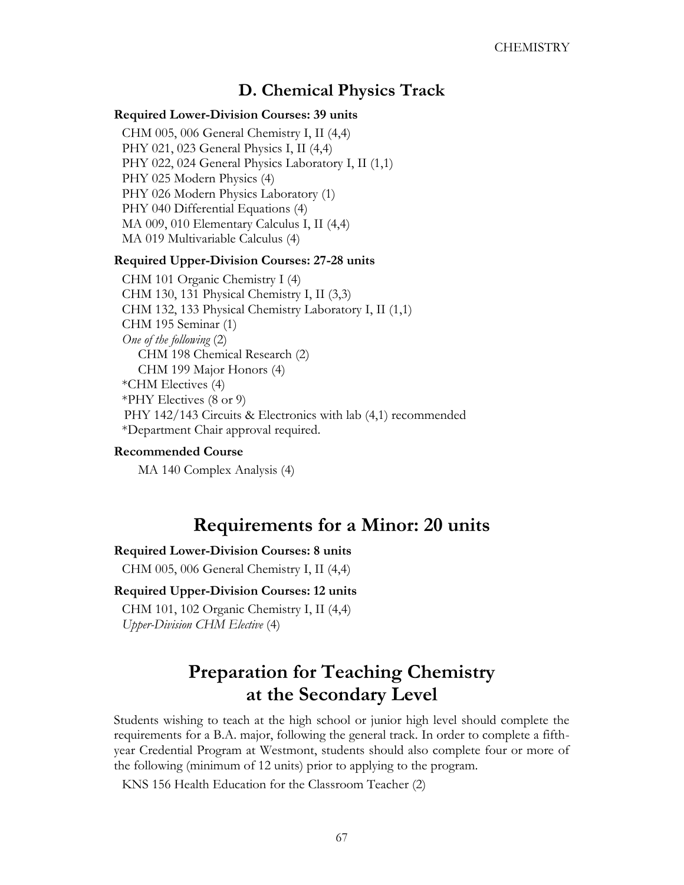## D. Chemical Physics Track

**Required Lower-Division Courses: 39 units**

CHM 005, 006 General Chemistry I, II (4,4)
PHY 021, 023 General Physics I, II (4,4)
PHY 022, 024 General Physics Laboratory I, II (1,1)
PHY 025 Modern Physics (4)
PHY 026 Modern Physics Laboratory (1)
PHY 040 Differential Equations (4)
MA 009, 010 Elementary Calculus I, II (4,4)
MA 019 Multivariable Calculus (4)

**Required Upper-Division Courses: 27-28 units**

CHM 101 Organic Chemistry I (4)
CHM 130, 131 Physical Chemistry I, II (3,3)
CHM 132, 133 Physical Chemistry Laboratory I, II (1,1)
CHM 195 Seminar (1)
*One of the following* (2)
- CHM 198 Chemical Research (2)
- CHM 199 Major Honors (4)

*CHM Electives (4)
*PHY Electives (8 or 9)
PHY 142/143 Circuits & Electronics with lab (4,1) recommended
*Department Chair approval required.

**Recommended Course**

MA 140 Complex Analysis (4)

# Requirements for a Minor: 20 units

**Required Lower-Division Courses: 8 units**

CHM 005, 006 General Chemistry I, II (4,4)

**Required Upper-Division Courses: 12 units**

CHM 101, 102 Organic Chemistry I, II (4,4)
*Upper-Division CHM Elective* (4)

# Preparation for Teaching Chemistry at the Secondary Level

Students wishing to teach at the high school or junior high level should complete the requirements for a B.A. major, following the general track. In order to complete a fifth-year Credential Program at Westmont, students should also complete four or more of the following (minimum of 12 units) prior to applying to the program.

KNS 156 Health Education for the Classroom Teacher (2)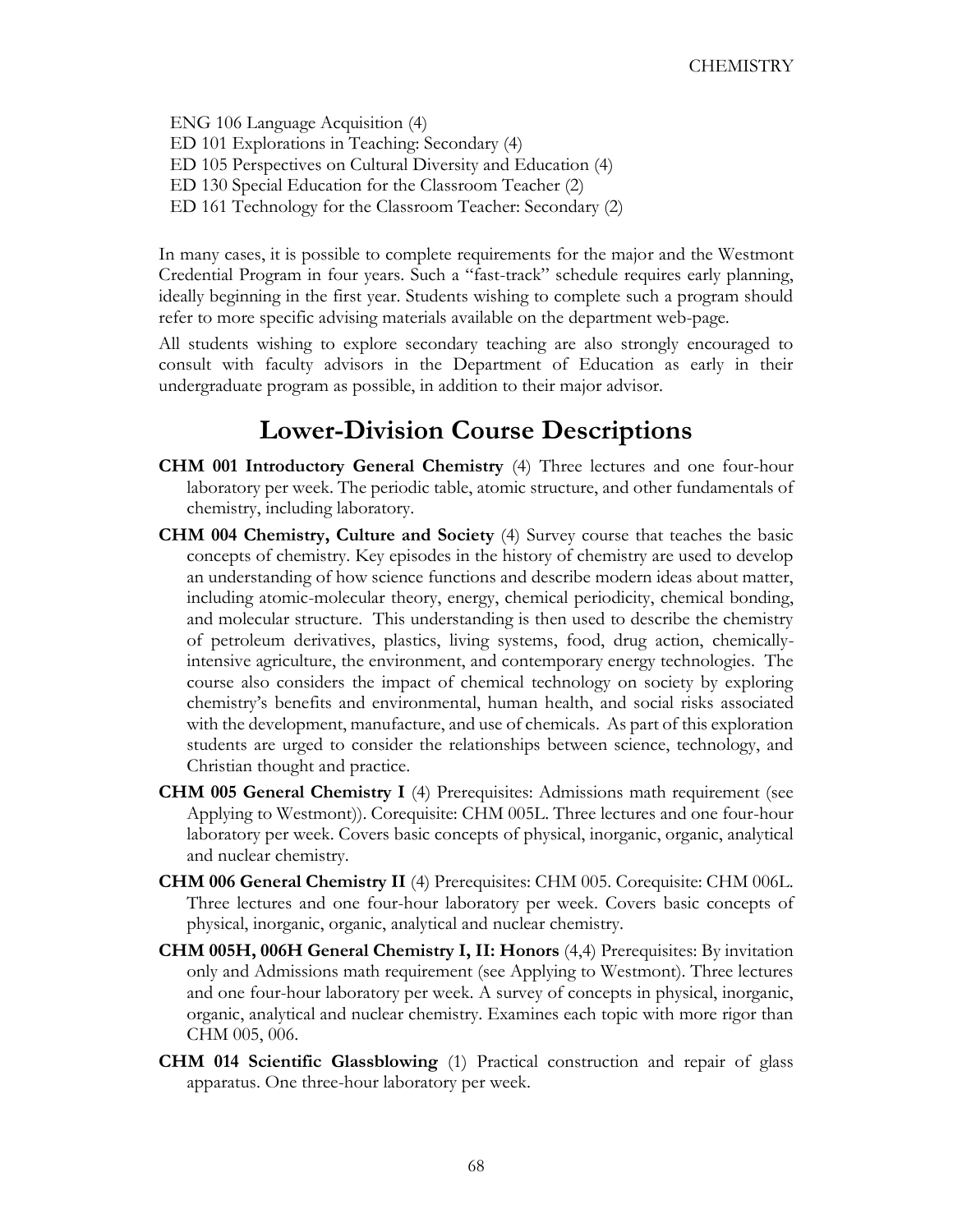ENG 106 Language Acquisition (4)
ED 101 Explorations in Teaching: Secondary (4)
ED 105 Perspectives on Cultural Diversity and Education (4)
ED 130 Special Education for the Classroom Teacher (2)
ED 161 Technology for the Classroom Teacher: Secondary (2)

In many cases, it is possible to complete requirements for the major and the Westmont Credential Program in four years. Such a "fast-track" schedule requires early planning, ideally beginning in the first year. Students wishing to complete such a program should refer to more specific advising materials available on the department web-page.

All students wishing to explore secondary teaching are also strongly encouraged to consult with faculty advisors in the Department of Education as early in their undergraduate program as possible, in addition to their major advisor.

## Lower-Division Course Descriptions

**CHM 001 Introductory General Chemistry** (4) Three lectures and one four-hour laboratory per week. The periodic table, atomic structure, and other fundamentals of chemistry, including laboratory.

**CHM 004 Chemistry, Culture and Society** (4) Survey course that teaches the basic concepts of chemistry. Key episodes in the history of chemistry are used to develop an understanding of how science functions and describe modern ideas about matter, including atomic-molecular theory, energy, chemical periodicity, chemical bonding, and molecular structure. This understanding is then used to describe the chemistry of petroleum derivatives, plastics, living systems, food, drug action, chemically-intensive agriculture, the environment, and contemporary energy technologies. The course also considers the impact of chemical technology on society by exploring chemistry's benefits and environmental, human health, and social risks associated with the development, manufacture, and use of chemicals. As part of this exploration students are urged to consider the relationships between science, technology, and Christian thought and practice.

**CHM 005 General Chemistry I** (4) Prerequisites: Admissions math requirement (see Applying to Westmont)). Corequisite: CHM 005L. Three lectures and one four-hour laboratory per week. Covers basic concepts of physical, inorganic, organic, analytical and nuclear chemistry.

**CHM 006 General Chemistry II** (4) Prerequisites: CHM 005. Corequisite: CHM 006L. Three lectures and one four-hour laboratory per week. Covers basic concepts of physical, inorganic, organic, analytical and nuclear chemistry.

**CHM 005H, 006H General Chemistry I, II: Honors** (4,4) Prerequisites: By invitation only and Admissions math requirement (see Applying to Westmont). Three lectures and one four-hour laboratory per week. A survey of concepts in physical, inorganic, organic, analytical and nuclear chemistry. Examines each topic with more rigor than CHM 005, 006.

**CHM 014 Scientific Glassblowing** (1) Practical construction and repair of glass apparatus. One three-hour laboratory per week.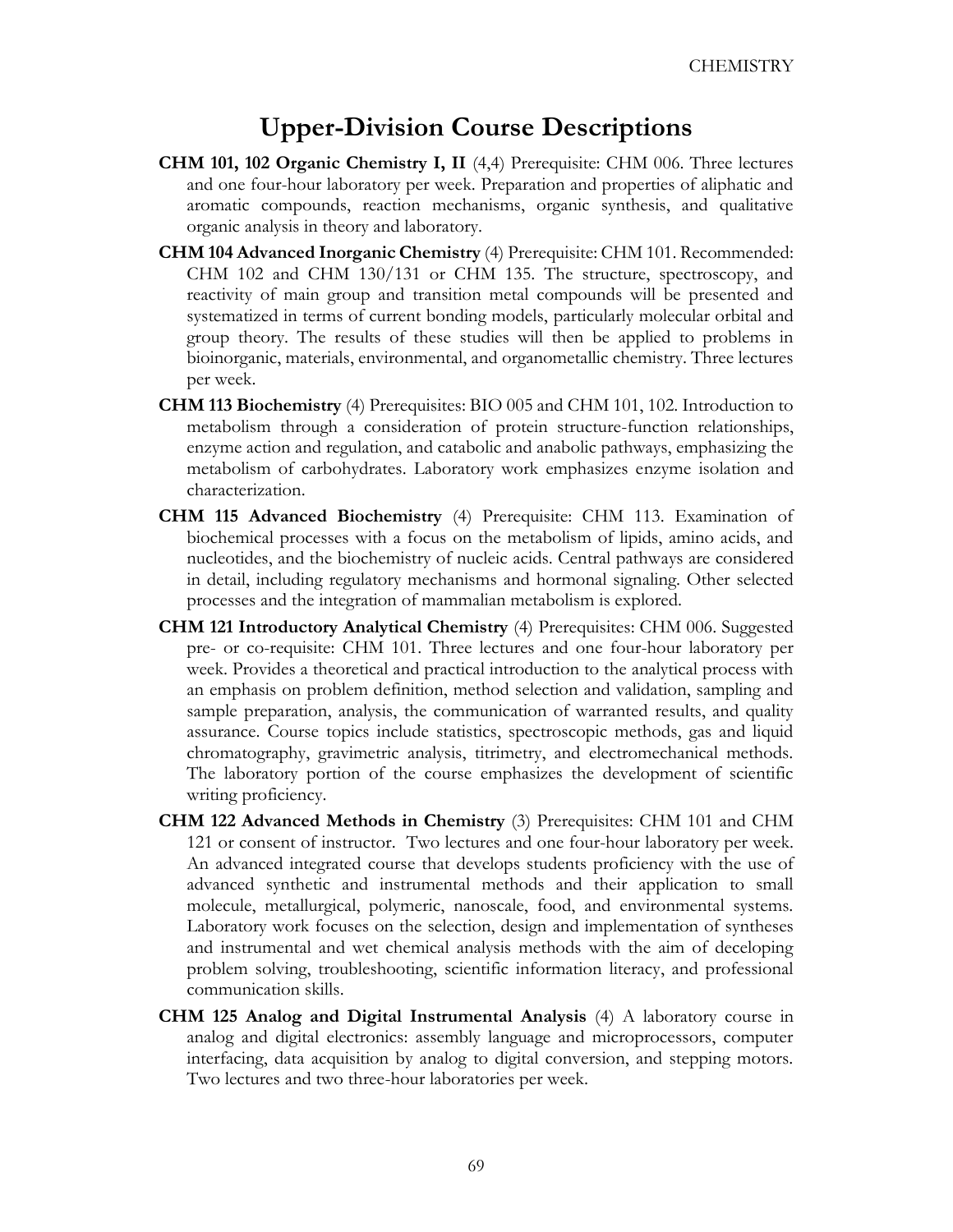## Upper-Division Course Descriptions

**CHM 101, 102 Organic Chemistry I, II** (4,4) Prerequisite: CHM 006. Three lectures and one four-hour laboratory per week. Preparation and properties of aliphatic and aromatic compounds, reaction mechanisms, organic synthesis, and qualitative organic analysis in theory and laboratory.

**CHM 104 Advanced Inorganic Chemistry** (4) Prerequisite: CHM 101. Recommended: CHM 102 and CHM 130/131 or CHM 135. The structure, spectroscopy, and reactivity of main group and transition metal compounds will be presented and systematized in terms of current bonding models, particularly molecular orbital and group theory. The results of these studies will then be applied to problems in bioinorganic, materials, environmental, and organometallic chemistry. Three lectures per week.

**CHM 113 Biochemistry** (4) Prerequisites: BIO 005 and CHM 101, 102. Introduction to metabolism through a consideration of protein structure-function relationships, enzyme action and regulation, and catabolic and anabolic pathways, emphasizing the metabolism of carbohydrates. Laboratory work emphasizes enzyme isolation and characterization.

**CHM 115 Advanced Biochemistry** (4) Prerequisite: CHM 113. Examination of biochemical processes with a focus on the metabolism of lipids, amino acids, and nucleotides, and the biochemistry of nucleic acids. Central pathways are considered in detail, including regulatory mechanisms and hormonal signaling. Other selected processes and the integration of mammalian metabolism is explored.

**CHM 121 Introductory Analytical Chemistry** (4) Prerequisites: CHM 006. Suggested pre- or co-requisite: CHM 101. Three lectures and one four-hour laboratory per week. Provides a theoretical and practical introduction to the analytical process with an emphasis on problem definition, method selection and validation, sampling and sample preparation, analysis, the communication of warranted results, and quality assurance. Course topics include statistics, spectroscopic methods, gas and liquid chromatography, gravimetric analysis, titrimetry, and electromechanical methods. The laboratory portion of the course emphasizes the development of scientific writing proficiency.

**CHM 122 Advanced Methods in Chemistry** (3) Prerequisites: CHM 101 and CHM 121 or consent of instructor. Two lectures and one four-hour laboratory per week. An advanced integrated course that develops students proficiency with the use of advanced synthetic and instrumental methods and their application to small molecule, metallurgical, polymeric, nanoscale, food, and environmental systems. Laboratory work focuses on the selection, design and implementation of syntheses and instrumental and wet chemical analysis methods with the aim of deceloping problem solving, troubleshooting, scientific information literacy, and professional communication skills.

**CHM 125 Analog and Digital Instrumental Analysis** (4) A laboratory course in analog and digital electronics: assembly language and microprocessors, computer interfacing, data acquisition by analog to digital conversion, and stepping motors. Two lectures and two three-hour laboratories per week.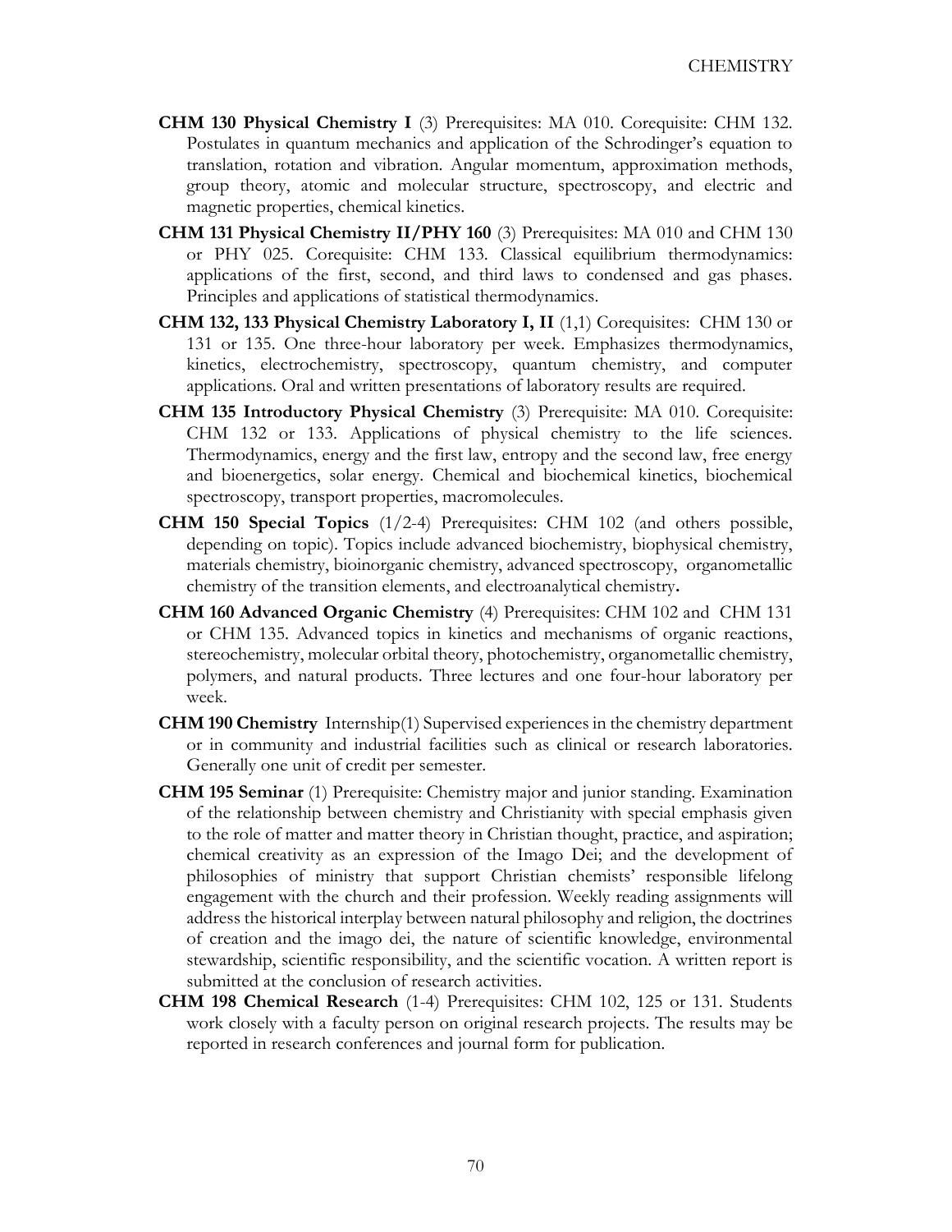**CHM 130 Physical Chemistry I** (3) Prerequisites: MA 010. Corequisite: CHM 132. Postulates in quantum mechanics and application of the Schrodinger's equation to translation, rotation and vibration. Angular momentum, approximation methods, group theory, atomic and molecular structure, spectroscopy, and electric and magnetic properties, chemical kinetics.

**CHM 131 Physical Chemistry II/PHY 160** (3) Prerequisites: MA 010 and CHM 130 or PHY 025. Corequisite: CHM 133. Classical equilibrium thermodynamics: applications of the first, second, and third laws to condensed and gas phases. Principles and applications of statistical thermodynamics.

**CHM 132, 133 Physical Chemistry Laboratory I, II** (1,1) Corequisites: CHM 130 or 131 or 135. One three-hour laboratory per week. Emphasizes thermodynamics, kinetics, electrochemistry, spectroscopy, quantum chemistry, and computer applications. Oral and written presentations of laboratory results are required.

**CHM 135 Introductory Physical Chemistry** (3) Prerequisite: MA 010. Corequisite: CHM 132 or 133. Applications of physical chemistry to the life sciences. Thermodynamics, energy and the first law, entropy and the second law, free energy and bioenergetics, solar energy. Chemical and biochemical kinetics, biochemical spectroscopy, transport properties, macromolecules.

**CHM 150 Special Topics** (1/2-4) Prerequisites: CHM 102 (and others possible, depending on topic). Topics include advanced biochemistry, biophysical chemistry, materials chemistry, bioinorganic chemistry, advanced spectroscopy, organometallic chemistry of the transition elements, and electroanalytical chemistry**.**

**CHM 160 Advanced Organic Chemistry** (4) Prerequisites: CHM 102 and CHM 131 or CHM 135. Advanced topics in kinetics and mechanisms of organic reactions, stereochemistry, molecular orbital theory, photochemistry, organometallic chemistry, polymers, and natural products. Three lectures and one four-hour laboratory per week.

**CHM 190 Chemistry** Internship(1) Supervised experiences in the chemistry department or in community and industrial facilities such as clinical or research laboratories. Generally one unit of credit per semester.

**CHM 195 Seminar** (1) Prerequisite: Chemistry major and junior standing. Examination of the relationship between chemistry and Christianity with special emphasis given to the role of matter and matter theory in Christian thought, practice, and aspiration; chemical creativity as an expression of the Imago Dei; and the development of philosophies of ministry that support Christian chemists' responsible lifelong engagement with the church and their profession. Weekly reading assignments will address the historical interplay between natural philosophy and religion, the doctrines of creation and the imago dei, the nature of scientific knowledge, environmental stewardship, scientific responsibility, and the scientific vocation. A written report is submitted at the conclusion of research activities.

**CHM 198 Chemical Research** (1-4) Prerequisites: CHM 102, 125 or 131. Students work closely with a faculty person on original research projects. The results may be reported in research conferences and journal form for publication.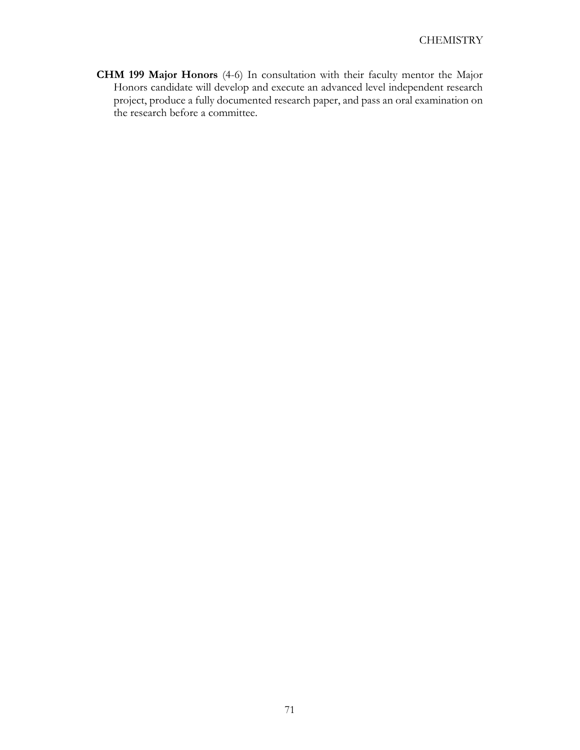**CHM 199 Major Honors** (4-6) In consultation with their faculty mentor the Major Honors candidate will develop and execute an advanced level independent research project, produce a fully documented research paper, and pass an oral examination on the research before a committee.